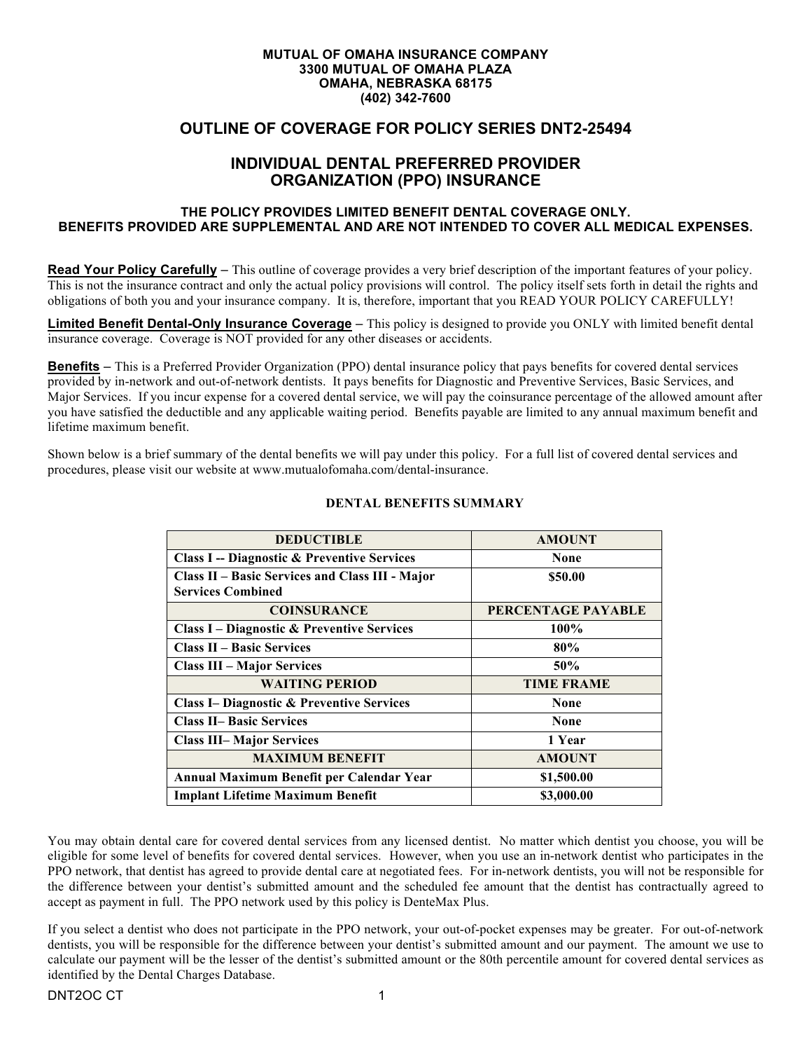**MUTUAL OF OMAHA INSURANCE COMPANY**
**3300 MUTUAL OF OMAHA PLAZA**
**OMAHA, NEBRASKA 68175**
**(402) 342-7600**

# OUTLINE OF COVERAGE FOR POLICY SERIES DNT2-25494

# INDIVIDUAL DENTAL PREFERRED PROVIDER ORGANIZATION (PPO) INSURANCE

**THE POLICY PROVIDES LIMITED BENEFIT DENTAL COVERAGE ONLY.**
**BENEFITS PROVIDED ARE SUPPLEMENTAL AND ARE NOT INTENDED TO COVER ALL MEDICAL EXPENSES.**

**Read Your Policy Carefully** – This outline of coverage provides a very brief description of the important features of your policy. This is not the insurance contract and only the actual policy provisions will control. The policy itself sets forth in detail the rights and obligations of both you and your insurance company. It is, therefore, important that you READ YOUR POLICY CAREFULLY!

**Limited Benefit Dental-Only Insurance Coverage** – This policy is designed to provide you ONLY with limited benefit dental insurance coverage. Coverage is NOT provided for any other diseases or accidents.

**Benefits** – This is a Preferred Provider Organization (PPO) dental insurance policy that pays benefits for covered dental services provided by in-network and out-of-network dentists. It pays benefits for Diagnostic and Preventive Services, Basic Services, and Major Services. If you incur expense for a covered dental service, we will pay the coinsurance percentage of the allowed amount after you have satisfied the deductible and any applicable waiting period. Benefits payable are limited to any annual maximum benefit and lifetime maximum benefit.

Shown below is a brief summary of the dental benefits we will pay under this policy. For a full list of covered dental services and procedures, please visit our website at www.mutualofomaha.com/dental-insurance.

**DENTAL BENEFITS SUMMARY**

| DEDUCTIBLE | AMOUNT |
|---|---|
| **Class I -- Diagnostic & Preventive Services** | **None** |
| **Class II – Basic Services and Class III - Major Services Combined** | **$50.00** |
| **COINSURANCE** | **PERCENTAGE PAYABLE** |
| **Class I – Diagnostic & Preventive Services** | **100%** |
| **Class II – Basic Services** | **80%** |
| **Class III – Major Services** | **50%** |
| **WAITING PERIOD** | **TIME FRAME** |
| **Class I– Diagnostic & Preventive Services** | **None** |
| **Class II– Basic Services** | **None** |
| **Class III– Major Services** | **1 Year** |
| **MAXIMUM BENEFIT** | **AMOUNT** |
| **Annual Maximum Benefit per Calendar Year** | **$1,500.00** |
| **Implant Lifetime Maximum Benefit** | **$3,000.00** |

You may obtain dental care for covered dental services from any licensed dentist. No matter which dentist you choose, you will be eligible for some level of benefits for covered dental services. However, when you use an in-network dentist who participates in the PPO network, that dentist has agreed to provide dental care at negotiated fees. For in-network dentists, you will not be responsible for the difference between your dentist's submitted amount and the scheduled fee amount that the dentist has contractually agreed to accept as payment in full. The PPO network used by this policy is DenteMax Plus.

If you select a dentist who does not participate in the PPO network, your out-of-pocket expenses may be greater. For out-of-network dentists, you will be responsible for the difference between your dentist's submitted amount and our payment. The amount we use to calculate our payment will be the lesser of the dentist's submitted amount or the 80th percentile amount for covered dental services as identified by the Dental Charges Database.

DNT2OC CT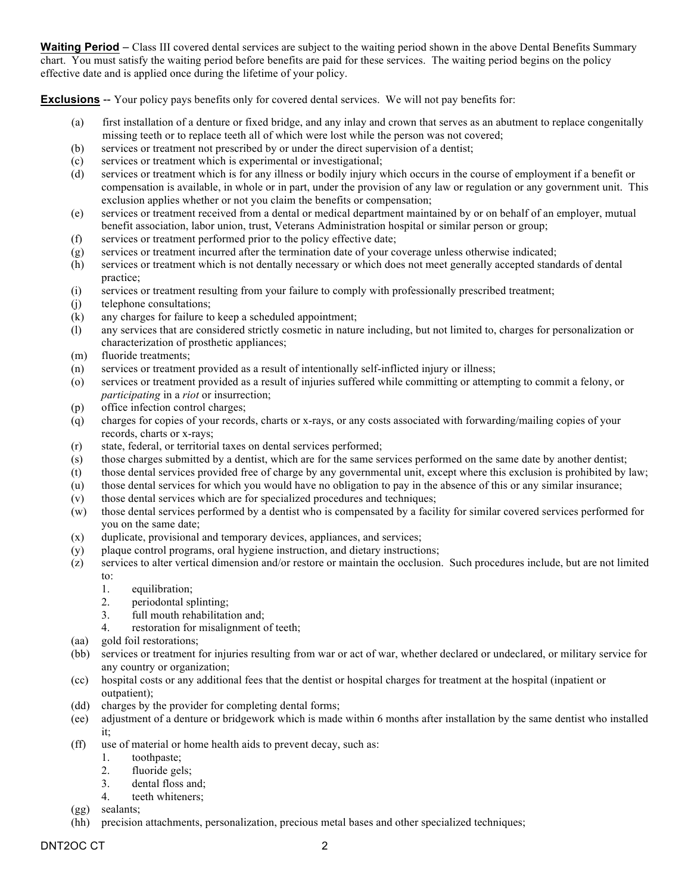**Waiting Period** – Class III covered dental services are subject to the waiting period shown in the above Dental Benefits Summary chart. You must satisfy the waiting period before benefits are paid for these services. The waiting period begins on the policy effective date and is applied once during the lifetime of your policy.

**Exclusions** -- Your policy pays benefits only for covered dental services. We will not pay benefits for:

(a) first installation of a denture or fixed bridge, and any inlay and crown that serves as an abutment to replace congenitally missing teeth or to replace teeth all of which were lost while the person was not covered;
(b) services or treatment not prescribed by or under the direct supervision of a dentist;
(c) services or treatment which is experimental or investigational;
(d) services or treatment which is for any illness or bodily injury which occurs in the course of employment if a benefit or compensation is available, in whole or in part, under the provision of any law or regulation or any government unit. This exclusion applies whether or not you claim the benefits or compensation;
(e) services or treatment received from a dental or medical department maintained by or on behalf of an employer, mutual benefit association, labor union, trust, Veterans Administration hospital or similar person or group;
(f) services or treatment performed prior to the policy effective date;
(g) services or treatment incurred after the termination date of your coverage unless otherwise indicated;
(h) services or treatment which is not dentally necessary or which does not meet generally accepted standards of dental practice;
(i) services or treatment resulting from your failure to comply with professionally prescribed treatment;
(j) telephone consultations;
(k) any charges for failure to keep a scheduled appointment;
(l) any services that are considered strictly cosmetic in nature including, but not limited to, charges for personalization or characterization of prosthetic appliances;
(m) fluoride treatments;
(n) services or treatment provided as a result of intentionally self-inflicted injury or illness;
(o) services or treatment provided as a result of injuries suffered while committing or attempting to commit a felony, or *participating* in a *riot* or insurrection;
(p) office infection control charges;
(q) charges for copies of your records, charts or x-rays, or any costs associated with forwarding/mailing copies of your records, charts or x-rays;
(r) state, federal, or territorial taxes on dental services performed;
(s) those charges submitted by a dentist, which are for the same services performed on the same date by another dentist;
(t) those dental services provided free of charge by any governmental unit, except where this exclusion is prohibited by law;
(u) those dental services for which you would have no obligation to pay in the absence of this or any similar insurance;
(v) those dental services which are for specialized procedures and techniques;
(w) those dental services performed by a dentist who is compensated by a facility for similar covered services performed for you on the same date;
(x) duplicate, provisional and temporary devices, appliances, and services;
(y) plaque control programs, oral hygiene instruction, and dietary instructions;
(z) services to alter vertical dimension and/or restore or maintain the occlusion. Such procedures include, but are not limited to:
   1. equilibration;
   2. periodontal splinting;
   3. full mouth rehabilitation and;
   4. restoration for misalignment of teeth;
(aa) gold foil restorations;
(bb) services or treatment for injuries resulting from war or act of war, whether declared or undeclared, or military service for any country or organization;
(cc) hospital costs or any additional fees that the dentist or hospital charges for treatment at the hospital (inpatient or outpatient);
(dd) charges by the provider for completing dental forms;
(ee) adjustment of a denture or bridgework which is made within 6 months after installation by the same dentist who installed it;
(ff) use of material or home health aids to prevent decay, such as:
   1. toothpaste;
   2. fluoride gels;
   3. dental floss and;
   4. teeth whiteners;
(gg) sealants;
(hh) precision attachments, personalization, precious metal bases and other specialized techniques;

DNT2OC CT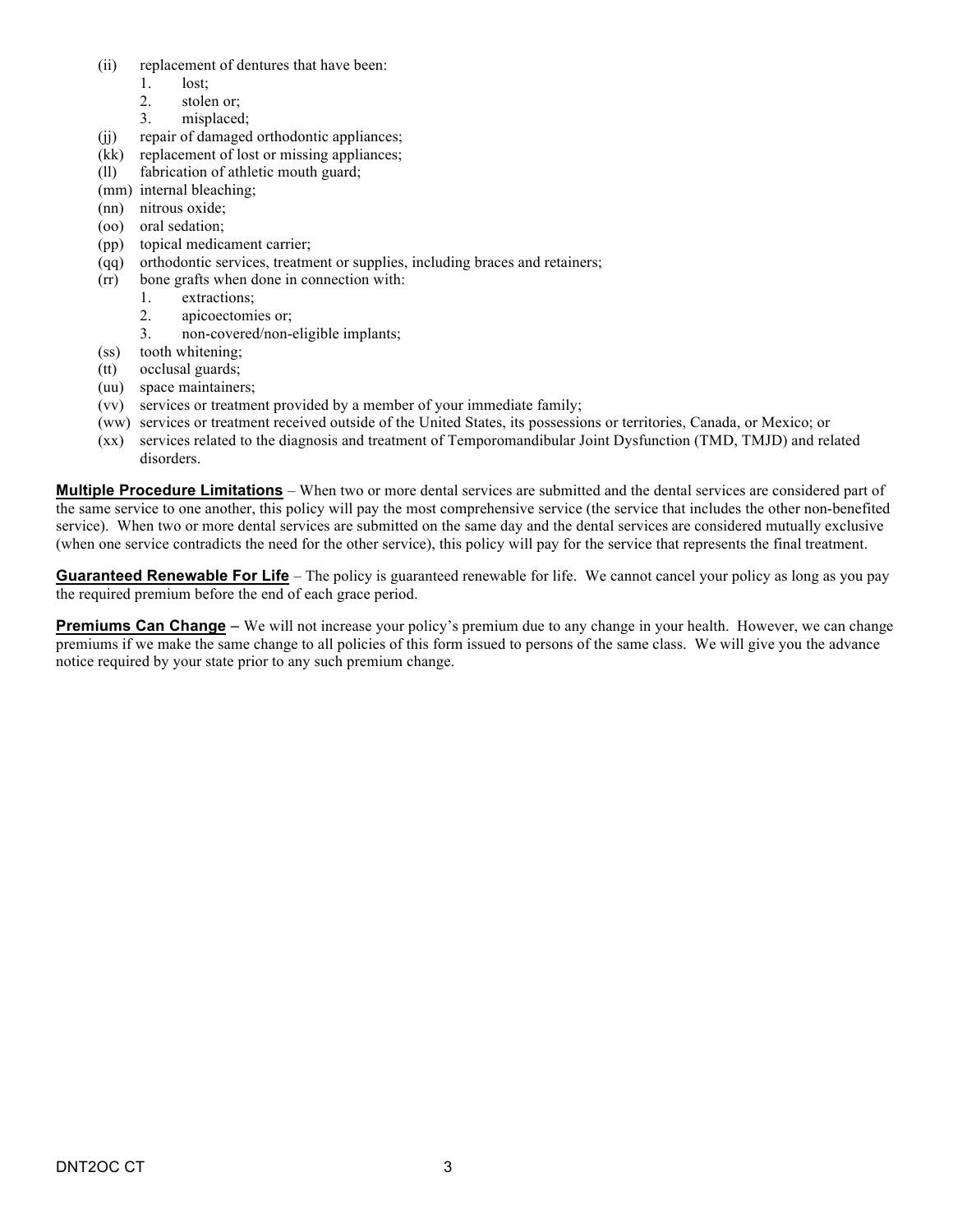- (ii) replacement of dentures that have been:
  1. lost;
  2. stolen or;
  3. misplaced;
- (jj) repair of damaged orthodontic appliances;
- (kk) replacement of lost or missing appliances;
- (ll) fabrication of athletic mouth guard;
- (mm) internal bleaching;
- (nn) nitrous oxide;
- (oo) oral sedation;
- (pp) topical medicament carrier;
- (qq) orthodontic services, treatment or supplies, including braces and retainers;
- (rr) bone grafts when done in connection with:
  1. extractions;
  2. apicoectomies or;
  3. non-covered/non-eligible implants;
- (ss) tooth whitening;
- (tt) occlusal guards;
- (uu) space maintainers;
- (vv) services or treatment provided by a member of your immediate family;
- (ww) services or treatment received outside of the United States, its possessions or territories, Canada, or Mexico; or
- (xx) services related to the diagnosis and treatment of Temporomandibular Joint Dysfunction (TMD, TMJD) and related disorders.

**Multiple Procedure Limitations** – When two or more dental services are submitted and the dental services are considered part of the same service to one another, this policy will pay the most comprehensive service (the service that includes the other non-benefited service). When two or more dental services are submitted on the same day and the dental services are considered mutually exclusive (when one service contradicts the need for the other service), this policy will pay for the service that represents the final treatment.

**Guaranteed Renewable For Life** – The policy is guaranteed renewable for life. We cannot cancel your policy as long as you pay the required premium before the end of each grace period.

**Premiums Can Change** – We will not increase your policy's premium due to any change in your health. However, we can change premiums if we make the same change to all policies of this form issued to persons of the same class. We will give you the advance notice required by your state prior to any such premium change.

DNT2OC CT